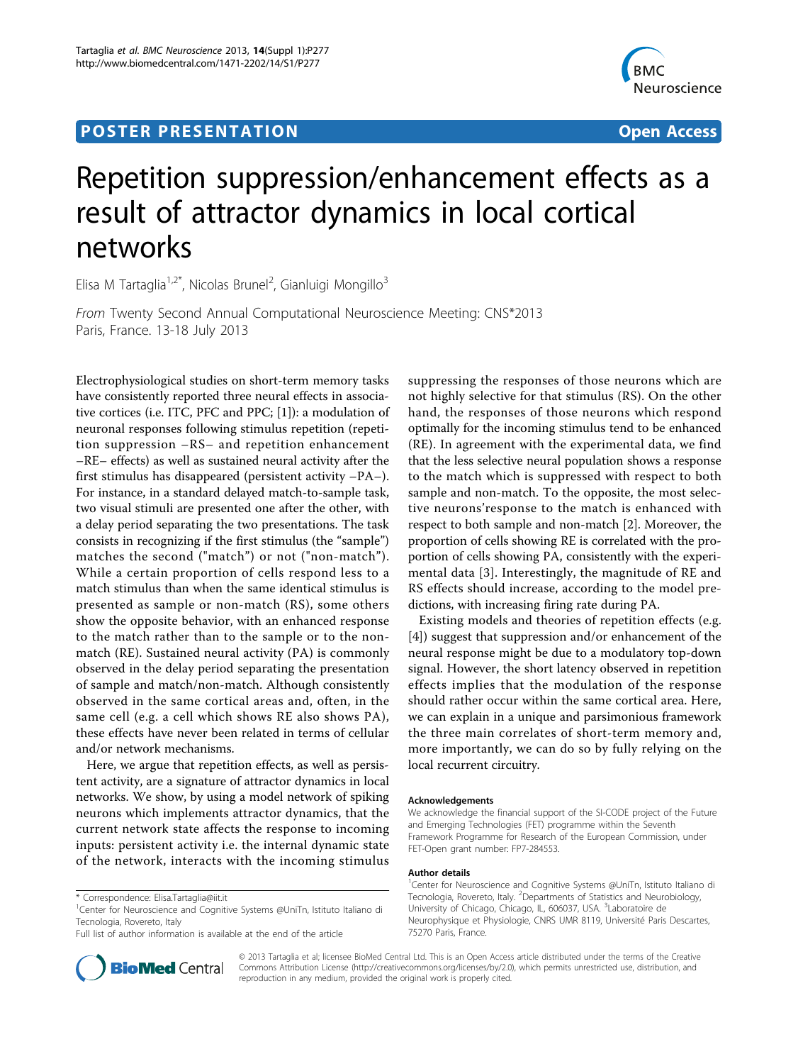POSTER PRESENTATION

Open Access

# Repetition suppression/enhancement effects as a result of attractor dynamics in local cortical networks

Elisa M Tartaglia[1,2*], Nicolas Brunel[2], Gianluigi Mongillo[3]

*From* Twenty Second Annual Computational Neuroscience Meeting: CNS*2013
Paris, France. 13-18 July 2013

Electrophysiological studies on short-term memory tasks have consistently reported three neural effects in associative cortices (i.e. ITC, PFC and PPC; [1]): a modulation of neuronal responses following stimulus repetition (repetition suppression –RS– and repetition enhancement –RE– effects) as well as sustained neural activity after the first stimulus has disappeared (persistent activity –PA–). For instance, in a standard delayed match-to-sample task, two visual stimuli are presented one after the other, with a delay period separating the two presentations. The task consists in recognizing if the first stimulus (the "sample") matches the second ("match") or not ("non-match"). While a certain proportion of cells respond less to a match stimulus than when the same identical stimulus is presented as sample or non-match (RS), some others show the opposite behavior, with an enhanced response to the match rather than to the sample or to the non-match (RE). Sustained neural activity (PA) is commonly observed in the delay period separating the presentation of sample and match/non-match. Although consistently observed in the same cortical areas and, often, in the same cell (e.g. a cell which shows RE also shows PA), these effects have never been related in terms of cellular and/or network mechanisms.

Here, we argue that repetition effects, as well as persistent activity, are a signature of attractor dynamics in local networks. We show, by using a model network of spiking neurons which implements attractor dynamics, that the current network state affects the response to incoming inputs: persistent activity i.e. the internal dynamic state of the network, interacts with the incoming stimulus suppressing the responses of those neurons which are not highly selective for that stimulus (RS). On the other hand, the responses of those neurons which respond optimally for the incoming stimulus tend to be enhanced (RE). In agreement with the experimental data, we find that the less selective neural population shows a response to the match which is suppressed with respect to both sample and non-match. To the opposite, the most selective neurons'response to the match is enhanced with respect to both sample and non-match [2]. Moreover, the proportion of cells showing RE is correlated with the proportion of cells showing PA, consistently with the experimental data [3]. Interestingly, the magnitude of RE and RS effects should increase, according to the model predictions, with increasing firing rate during PA.

Existing models and theories of repetition effects (e.g. [4]) suggest that suppression and/or enhancement of the neural response might be due to a modulatory top-down signal. However, the short latency observed in repetition effects implies that the modulation of the response should rather occur within the same cortical area. Here, we can explain in a unique and parsimonious framework the three main correlates of short-term memory and, more importantly, we can do so by fully relying on the local recurrent circuitry.

### Acknowledgements

We acknowledge the financial support of the SI-CODE project of the Future and Emerging Technologies (FET) programme within the Seventh Framework Programme for Research of the European Commission, under FET-Open grant number: FP7-284553.

### Author details

[1]Center for Neuroscience and Cognitive Systems @UniTn, Istituto Italiano di Tecnologia, Rovereto, Italy. [2]Departments of Statistics and Neurobiology, University of Chicago, Chicago, IL, 606037, USA. [3]Laboratoire de Neurophysique et Physiologie, CNRS UMR 8119, Université Paris Descartes, 75270 Paris, France.

\* Correspondence: Elisa.Tartaglia@iit.it
[1]Center for Neuroscience and Cognitive Systems @UniTn, Istituto Italiano di Tecnologia, Rovereto, Italy
Full list of author information is available at the end of the article

© 2013 Tartaglia et al; licensee BioMed Central Ltd. This is an Open Access article distributed under the terms of the Creative Commons Attribution License (http://creativecommons.org/licenses/by/2.0), which permits unrestricted use, distribution, and reproduction in any medium, provided the original work is properly cited.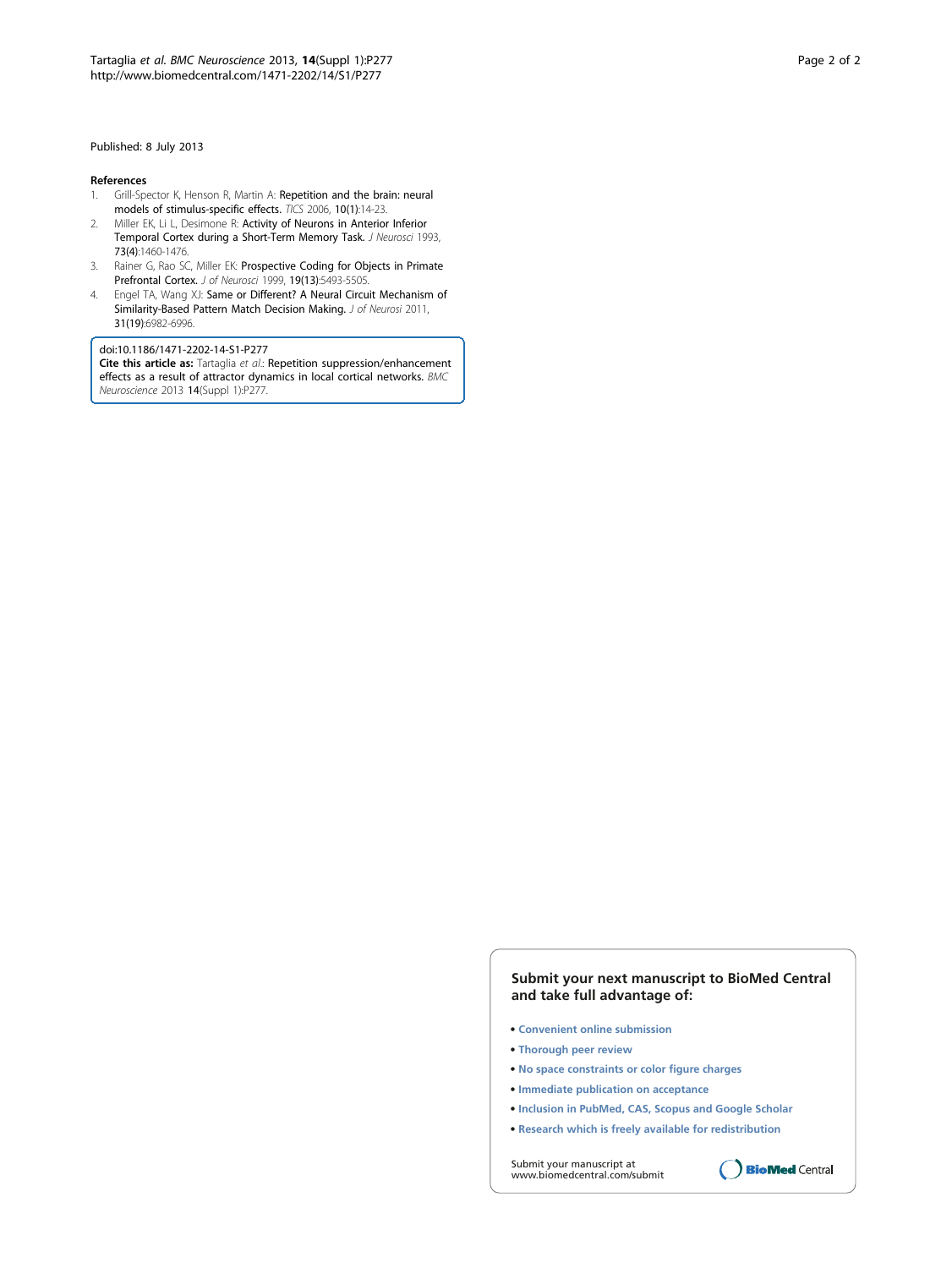Published: 8 July 2013

### References

1. Grill-Spector K, Henson R, Martin A: **Repetition and the brain: neural models of stimulus-specific effects.** *TICS* 2006, **10(1)**:14-23.
2. Miller EK, Li L, Desimone R: **Activity of Neurons in Anterior Inferior Temporal Cortex during a Short-Term Memory Task.** *J Neurosci* 1993, **73(4)**:1460-1476.
3. Rainer G, Rao SC, Miller EK: **Prospective Coding for Objects in Primate Prefrontal Cortex.** *J of Neurosci* 1999, **19(13)**:5493-5505.
4. Engel TA, Wang XJ: **Same or Different? A Neural Circuit Mechanism of Similarity-Based Pattern Match Decision Making.** *J of Neurosi* 2011, **31(19)**:6982-6996.

doi:10.1186/1471-2202-14-S1-P277
**Cite this article as:** Tartaglia *et al.*: Repetition suppression/enhancement effects as a result of attractor dynamics in local cortical networks. *BMC Neuroscience* 2013 **14**(Suppl 1):P277.

**Submit your next manuscript to BioMed Central and take full advantage of:**

- Convenient online submission
- Thorough peer review
- No space constraints or color figure charges
- Immediate publication on acceptance
- Inclusion in PubMed, CAS, Scopus and Google Scholar
- Research which is freely available for redistribution

Submit your manuscript at
www.biomedcentral.com/submit

BioMed Central